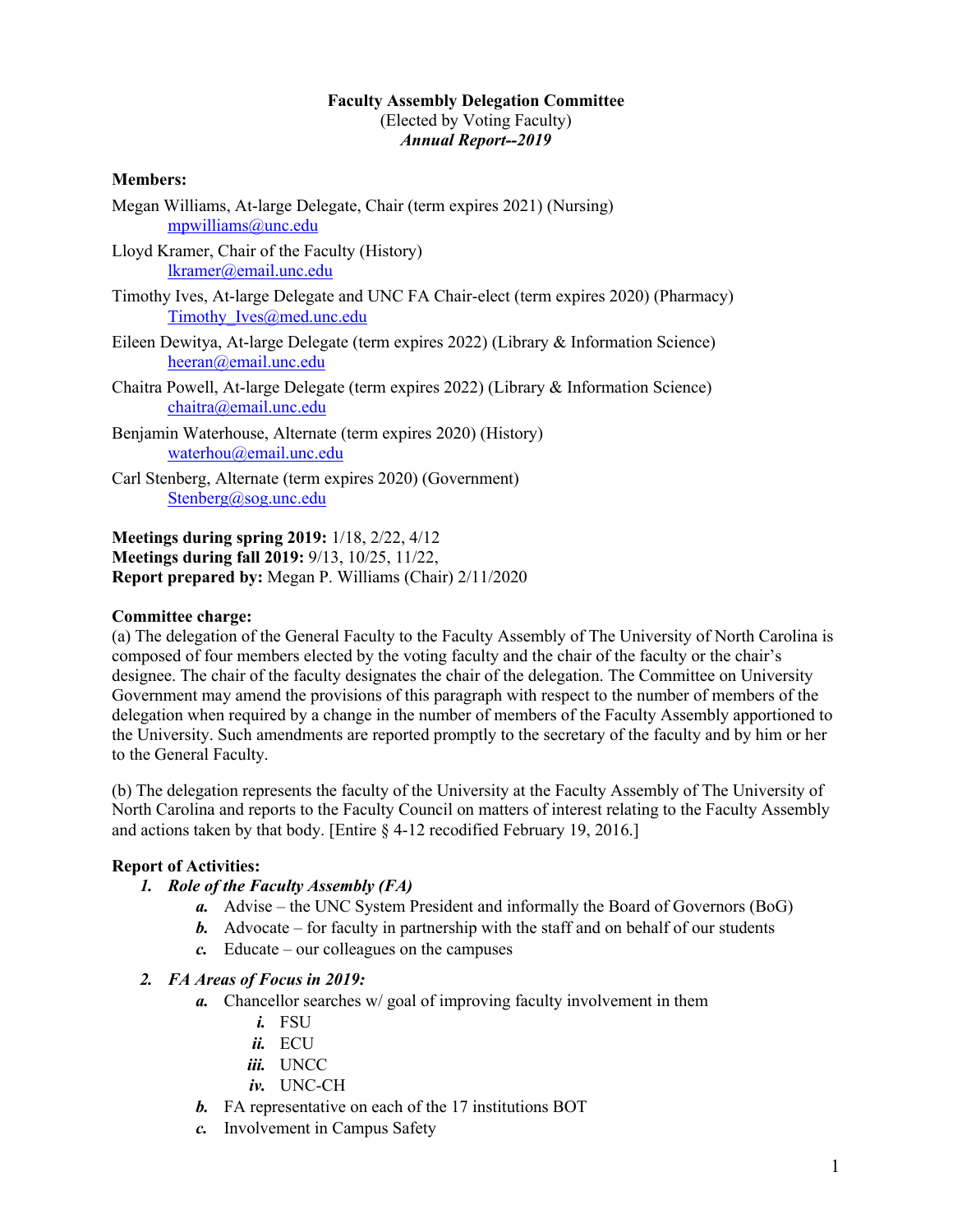**Faculty Assembly Delegation Committee**
(Elected by Voting Faculty)
***Annual Report--2019***

**Members:**

Megan Williams, At-large Delegate, Chair (term expires 2021) (Nursing)
mpwilliams@unc.edu

Lloyd Kramer, Chair of the Faculty (History)
lkramer@email.unc.edu

Timothy Ives, At-large Delegate and UNC FA Chair-elect (term expires 2020) (Pharmacy)
Timothy_Ives@med.unc.edu

Eileen Dewitya, At-large Delegate (term expires 2022) (Library & Information Science)
heeran@email.unc.edu

Chaitra Powell, At-large Delegate (term expires 2022) (Library & Information Science)
chaitra@email.unc.edu

Benjamin Waterhouse, Alternate (term expires 2020) (History)
waterhou@email.unc.edu

Carl Stenberg, Alternate (term expires 2020) (Government)
Stenberg@sog.unc.edu

**Meetings during spring 2019:** 1/18, 2/22, 4/12
**Meetings during fall 2019:** 9/13, 10/25, 11/22,
**Report prepared by:** Megan P. Williams (Chair) 2/11/2020

**Committee charge:**
(a) The delegation of the General Faculty to the Faculty Assembly of The University of North Carolina is composed of four members elected by the voting faculty and the chair of the faculty or the chair's designee. The chair of the faculty designates the chair of the delegation. The Committee on University Government may amend the provisions of this paragraph with respect to the number of members of the delegation when required by a change in the number of members of the Faculty Assembly apportioned to the University. Such amendments are reported promptly to the secretary of the faculty and by him or her to the General Faculty.

(b) The delegation represents the faculty of the University at the Faculty Assembly of The University of North Carolina and reports to the Faculty Council on matters of interest relating to the Faculty Assembly and actions taken by that body. [Entire § 4-12 recodified February 19, 2016.]

**Report of Activities:**

1. ***Role of the Faculty Assembly (FA)***
   - ***a.*** Advise – the UNC System President and informally the Board of Governors (BoG)
   - ***b.*** Advocate – for faculty in partnership with the staff and on behalf of our students
   - ***c.*** Educate – our colleagues on the campuses
2. ***FA Areas of Focus in 2019:***
   - ***a.*** Chancellor searches w/ goal of improving faculty involvement in them
     - ***i.*** FSU
     - ***ii.*** ECU
     - ***iii.*** UNCC
     - ***iv.*** UNC-CH
   - ***b.*** FA representative on each of the 17 institutions BOT
   - ***c.*** Involvement in Campus Safety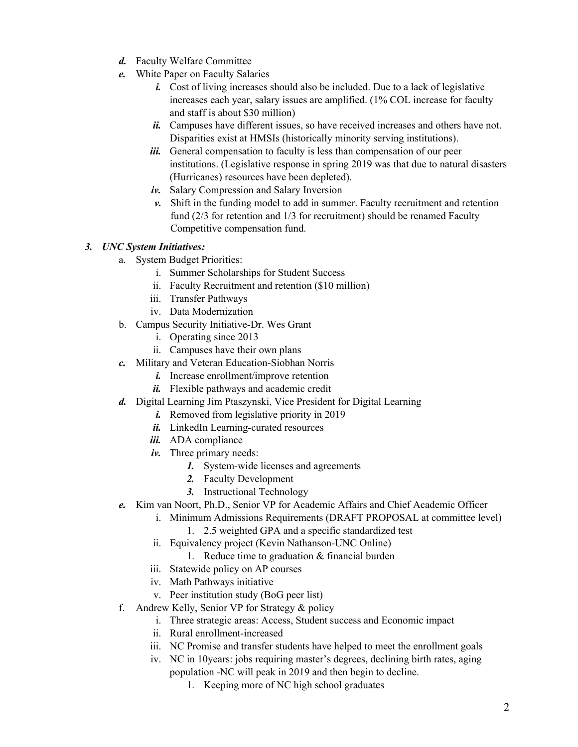- ***d.*** Faculty Welfare Committee
- ***e.*** White Paper on Faculty Salaries
    - ***i.*** Cost of living increases should also be included. Due to a lack of legislative increases each year, salary issues are amplified. (1% COL increase for faculty and staff is about $30 million)
    - ***ii.*** Campuses have different issues, so have received increases and others have not. Disparities exist at HMSIs (historically minority serving institutions).
    - ***iii.*** General compensation to faculty is less than compensation of our peer institutions. (Legislative response in spring 2019 was that due to natural disasters (Hurricanes) resources have been depleted).
    - ***iv.*** Salary Compression and Salary Inversion
    - ***v.*** Shift in the funding model to add in summer. Faculty recruitment and retention fund (2/3 for retention and 1/3 for recruitment) should be renamed Faculty Competitive compensation fund.

***3. UNC System Initiatives:***

- a. System Budget Priorities:
    - i. Summer Scholarships for Student Success
    - ii. Faculty Recruitment and retention ($10 million)
    - iii. Transfer Pathways
    - iv. Data Modernization
- b. Campus Security Initiative-Dr. Wes Grant
    - i. Operating since 2013
    - ii. Campuses have their own plans
- ***c.*** Military and Veteran Education-Siobhan Norris
    - ***i.*** Increase enrollment/improve retention
    - ***ii.*** Flexible pathways and academic credit
- ***d.*** Digital Learning Jim Ptaszynski, Vice President for Digital Learning
    - ***i.*** Removed from legislative priority in 2019
    - ***ii.*** LinkedIn Learning-curated resources
    - ***iii.*** ADA compliance
    - ***iv.*** Three primary needs:
        - ***1.*** System-wide licenses and agreements
        - ***2.*** Faculty Development
        - ***3.*** Instructional Technology
- ***e.*** Kim van Noort, Ph.D., Senior VP for Academic Affairs and Chief Academic Officer
    - i. Minimum Admissions Requirements (DRAFT PROPOSAL at committee level)
        - 1. 2.5 weighted GPA and a specific standardized test
    - ii. Equivalency project (Kevin Nathanson-UNC Online)
        - 1. Reduce time to graduation & financial burden
    - iii. Statewide policy on AP courses
    - iv. Math Pathways initiative
    - v. Peer institution study (BoG peer list)
- f. Andrew Kelly, Senior VP for Strategy & policy
    - i. Three strategic areas: Access, Student success and Economic impact
    - ii. Rural enrollment-increased
    - iii. NC Promise and transfer students have helped to meet the enrollment goals
    - iv. NC in 10years: jobs requiring master's degrees, declining birth rates, aging population -NC will peak in 2019 and then begin to decline.
        - 1. Keeping more of NC high school graduates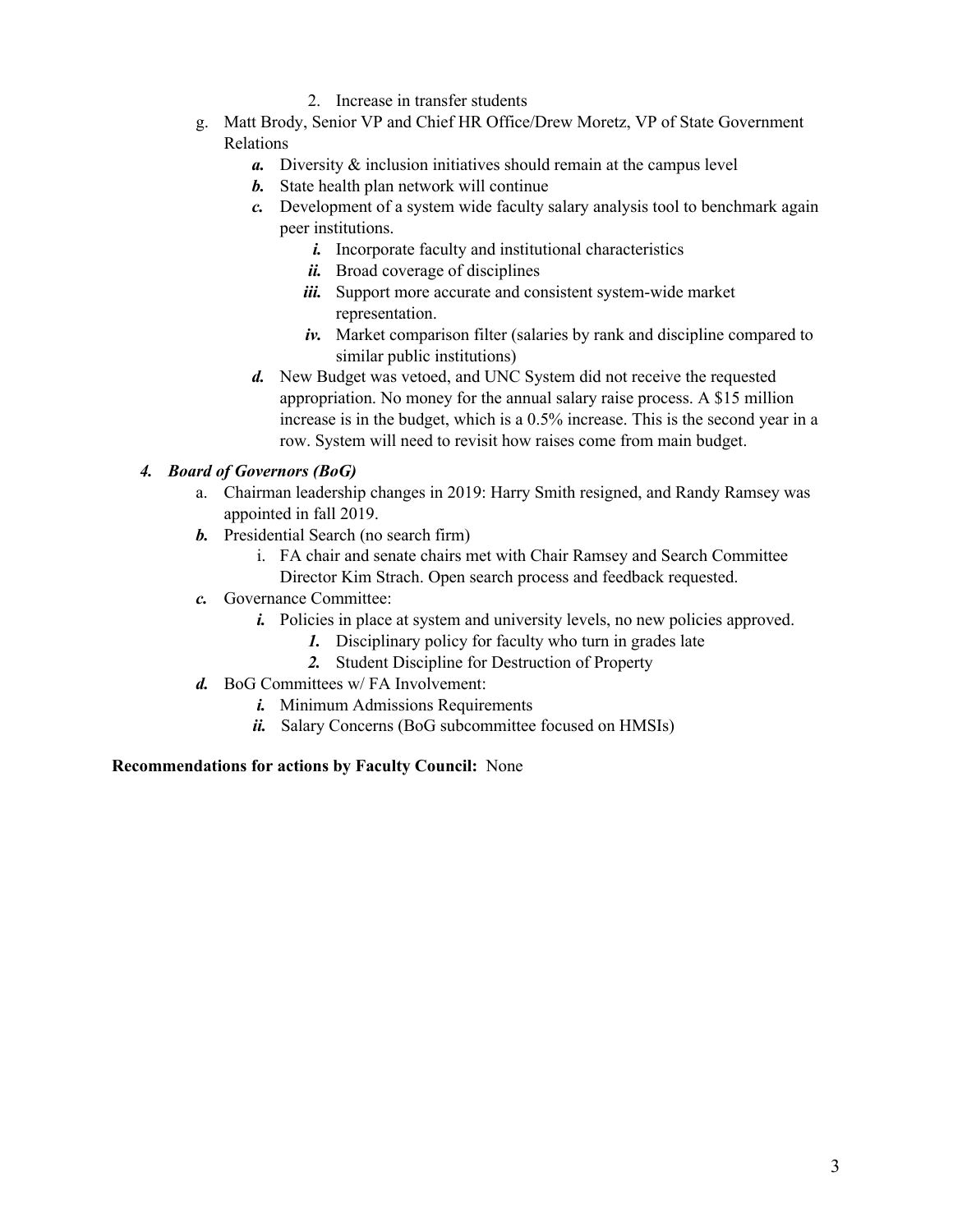2. Increase in transfer students

g. Matt Brody, Senior VP and Chief HR Office/Drew Moretz, VP of State Government Relations
   - ***a.*** Diversity & inclusion initiatives should remain at the campus level
   - ***b.*** State health plan network will continue
   - ***c.*** Development of a system wide faculty salary analysis tool to benchmark again peer institutions.
     - ***i.*** Incorporate faculty and institutional characteristics
     - ***ii.*** Broad coverage of disciplines
     - ***iii.*** Support more accurate and consistent system-wide market representation.
     - ***iv.*** Market comparison filter (salaries by rank and discipline compared to similar public institutions)
   - ***d.*** New Budget was vetoed, and UNC System did not receive the requested appropriation. No money for the annual salary raise process. A $15 million increase is in the budget, which is a 0.5% increase. This is the second year in a row. System will need to revisit how raises come from main budget.

***4. Board of Governors (BoG)***

a. Chairman leadership changes in 2019: Harry Smith resigned, and Randy Ramsey was appointed in fall 2019.

***b.*** Presidential Search (no search firm)
   - i. FA chair and senate chairs met with Chair Ramsey and Search Committee Director Kim Strach. Open search process and feedback requested.

***c.*** Governance Committee:
   - ***i.*** Policies in place at system and university levels, no new policies approved.
     - ***1.*** Disciplinary policy for faculty who turn in grades late
     - ***2.*** Student Discipline for Destruction of Property

***d.*** BoG Committees w/ FA Involvement:
   - ***i.*** Minimum Admissions Requirements
   - ***ii.*** Salary Concerns (BoG subcommittee focused on HMSIs)

**Recommendations for actions by Faculty Council:** None